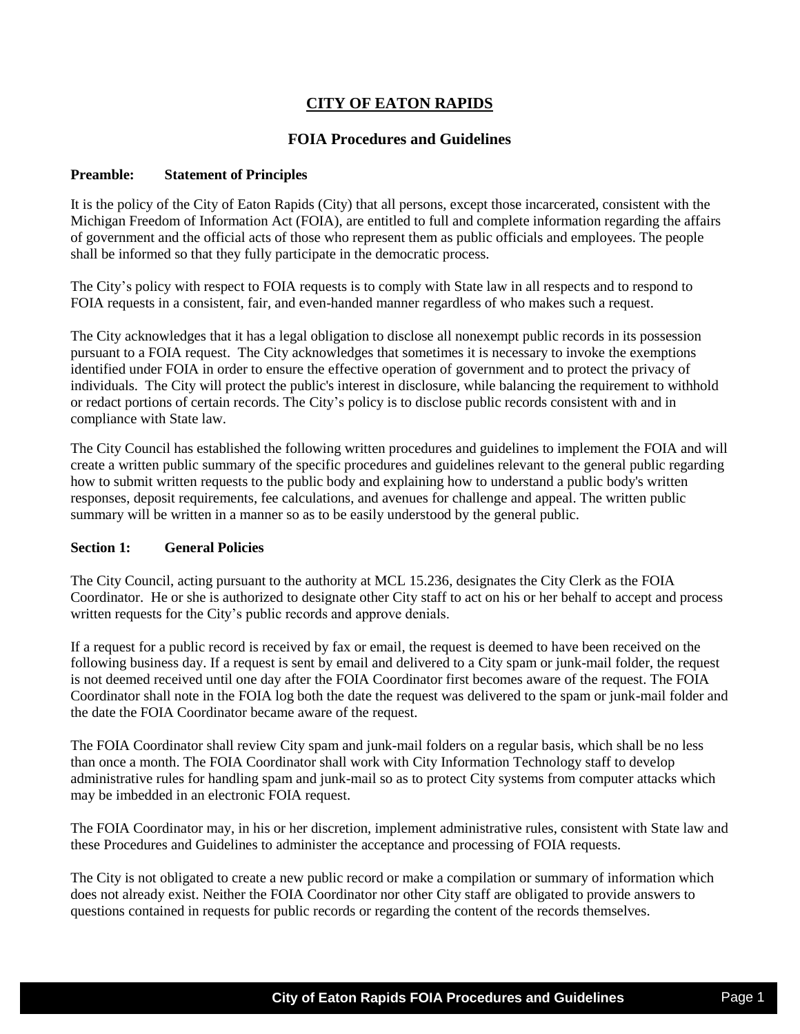# CITY OF EATON RAPIDS

## FOIA Procedures and Guidelines

**Preamble: Statement of Principles**

It is the policy of the City of Eaton Rapids (City) that all persons, except those incarcerated, consistent with the Michigan Freedom of Information Act (FOIA), are entitled to full and complete information regarding the affairs of government and the official acts of those who represent them as public officials and employees. The people shall be informed so that they fully participate in the democratic process.

The City's policy with respect to FOIA requests is to comply with State law in all respects and to respond to FOIA requests in a consistent, fair, and even-handed manner regardless of who makes such a request.

The City acknowledges that it has a legal obligation to disclose all nonexempt public records in its possession pursuant to a FOIA request. The City acknowledges that sometimes it is necessary to invoke the exemptions identified under FOIA in order to ensure the effective operation of government and to protect the privacy of individuals. The City will protect the public's interest in disclosure, while balancing the requirement to withhold or redact portions of certain records. The City's policy is to disclose public records consistent with and in compliance with State law.

The City Council has established the following written procedures and guidelines to implement the FOIA and will create a written public summary of the specific procedures and guidelines relevant to the general public regarding how to submit written requests to the public body and explaining how to understand a public body's written responses, deposit requirements, fee calculations, and avenues for challenge and appeal. The written public summary will be written in a manner so as to be easily understood by the general public.

**Section 1: General Policies**

The City Council, acting pursuant to the authority at MCL 15.236, designates the City Clerk as the FOIA Coordinator. He or she is authorized to designate other City staff to act on his or her behalf to accept and process written requests for the City's public records and approve denials.

If a request for a public record is received by fax or email, the request is deemed to have been received on the following business day. If a request is sent by email and delivered to a City spam or junk-mail folder, the request is not deemed received until one day after the FOIA Coordinator first becomes aware of the request. The FOIA Coordinator shall note in the FOIA log both the date the request was delivered to the spam or junk-mail folder and the date the FOIA Coordinator became aware of the request.

The FOIA Coordinator shall review City spam and junk-mail folders on a regular basis, which shall be no less than once a month. The FOIA Coordinator shall work with City Information Technology staff to develop administrative rules for handling spam and junk-mail so as to protect City systems from computer attacks which may be imbedded in an electronic FOIA request.

The FOIA Coordinator may, in his or her discretion, implement administrative rules, consistent with State law and these Procedures and Guidelines to administer the acceptance and processing of FOIA requests.

The City is not obligated to create a new public record or make a compilation or summary of information which does not already exist. Neither the FOIA Coordinator nor other City staff are obligated to provide answers to questions contained in requests for public records or regarding the content of the records themselves.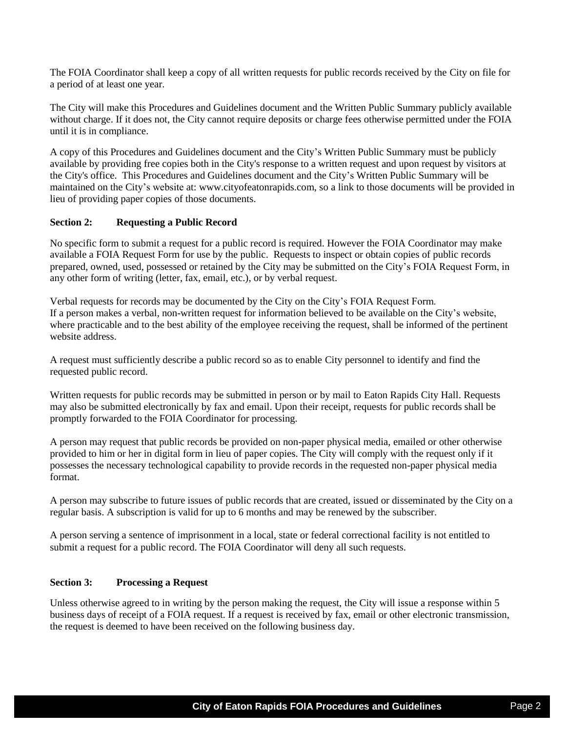The FOIA Coordinator shall keep a copy of all written requests for public records received by the City on file for a period of at least one year.

The City will make this Procedures and Guidelines document and the Written Public Summary publicly available without charge. If it does not, the City cannot require deposits or charge fees otherwise permitted under the FOIA until it is in compliance.

A copy of this Procedures and Guidelines document and the City's Written Public Summary must be publicly available by providing free copies both in the City's response to a written request and upon request by visitors at the City's office. This Procedures and Guidelines document and the City's Written Public Summary will be maintained on the City's website at: www.cityofeatonrapids.com, so a link to those documents will be provided in lieu of providing paper copies of those documents.

**Section 2: Requesting a Public Record**

No specific form to submit a request for a public record is required. However the FOIA Coordinator may make available a FOIA Request Form for use by the public. Requests to inspect or obtain copies of public records prepared, owned, used, possessed or retained by the City may be submitted on the City's FOIA Request Form, in any other form of writing (letter, fax, email, etc.), or by verbal request.

Verbal requests for records may be documented by the City on the City's FOIA Request Form.
If a person makes a verbal, non-written request for information believed to be available on the City's website, where practicable and to the best ability of the employee receiving the request, shall be informed of the pertinent website address.

A request must sufficiently describe a public record so as to enable City personnel to identify and find the requested public record.

Written requests for public records may be submitted in person or by mail to Eaton Rapids City Hall. Requests may also be submitted electronically by fax and email. Upon their receipt, requests for public records shall be promptly forwarded to the FOIA Coordinator for processing.

A person may request that public records be provided on non-paper physical media, emailed or other otherwise provided to him or her in digital form in lieu of paper copies. The City will comply with the request only if it possesses the necessary technological capability to provide records in the requested non-paper physical media format.

A person may subscribe to future issues of public records that are created, issued or disseminated by the City on a regular basis. A subscription is valid for up to 6 months and may be renewed by the subscriber.

A person serving a sentence of imprisonment in a local, state or federal correctional facility is not entitled to submit a request for a public record. The FOIA Coordinator will deny all such requests.

**Section 3: Processing a Request**

Unless otherwise agreed to in writing by the person making the request, the City will issue a response within 5 business days of receipt of a FOIA request. If a request is received by fax, email or other electronic transmission, the request is deemed to have been received on the following business day.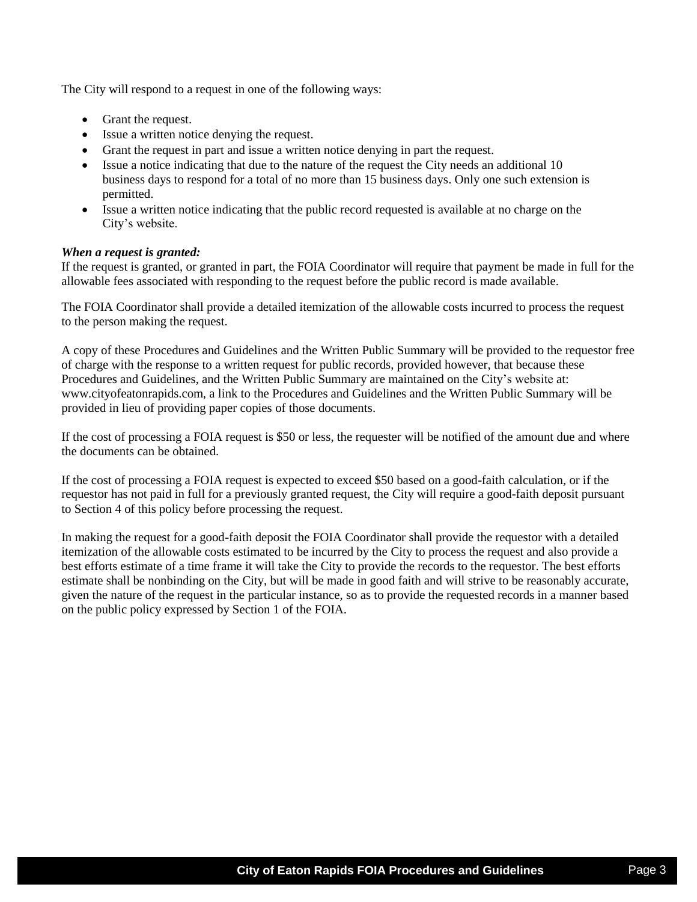The City will respond to a request in one of the following ways:

- Grant the request.
- Issue a written notice denying the request.
- Grant the request in part and issue a written notice denying in part the request.
- Issue a notice indicating that due to the nature of the request the City needs an additional 10 business days to respond for a total of no more than 15 business days. Only one such extension is permitted.
- Issue a written notice indicating that the public record requested is available at no charge on the City's website.

***When a request is granted:***
If the request is granted, or granted in part, the FOIA Coordinator will require that payment be made in full for the allowable fees associated with responding to the request before the public record is made available.

The FOIA Coordinator shall provide a detailed itemization of the allowable costs incurred to process the request to the person making the request.

A copy of these Procedures and Guidelines and the Written Public Summary will be provided to the requestor free of charge with the response to a written request for public records, provided however, that because these Procedures and Guidelines, and the Written Public Summary are maintained on the City's website at: www.cityofeatonrapids.com, a link to the Procedures and Guidelines and the Written Public Summary will be provided in lieu of providing paper copies of those documents.

If the cost of processing a FOIA request is $50 or less, the requester will be notified of the amount due and where the documents can be obtained.

If the cost of processing a FOIA request is expected to exceed $50 based on a good-faith calculation, or if the requestor has not paid in full for a previously granted request, the City will require a good-faith deposit pursuant to Section 4 of this policy before processing the request.

In making the request for a good-faith deposit the FOIA Coordinator shall provide the requestor with a detailed itemization of the allowable costs estimated to be incurred by the City to process the request and also provide a best efforts estimate of a time frame it will take the City to provide the records to the requestor. The best efforts estimate shall be nonbinding on the City, but will be made in good faith and will strive to be reasonably accurate, given the nature of the request in the particular instance, so as to provide the requested records in a manner based on the public policy expressed by Section 1 of the FOIA.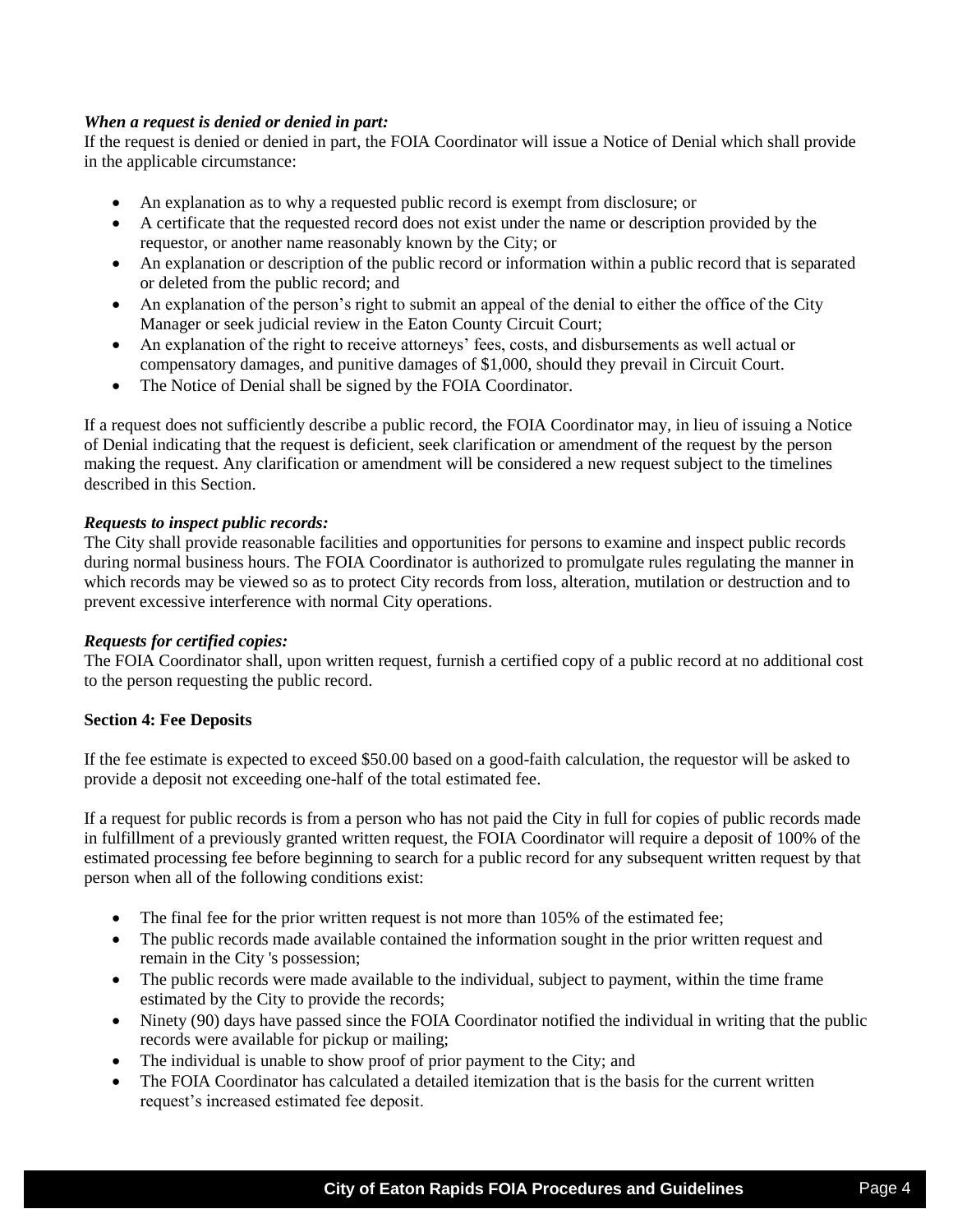***When a request is denied or denied in part:***
If the request is denied or denied in part, the FOIA Coordinator will issue a Notice of Denial which shall provide in the applicable circumstance:

- An explanation as to why a requested public record is exempt from disclosure; or
- A certificate that the requested record does not exist under the name or description provided by the requestor, or another name reasonably known by the City; or
- An explanation or description of the public record or information within a public record that is separated or deleted from the public record; and
- An explanation of the person's right to submit an appeal of the denial to either the office of the City Manager or seek judicial review in the Eaton County Circuit Court;
- An explanation of the right to receive attorneys' fees, costs, and disbursements as well actual or compensatory damages, and punitive damages of $1,000, should they prevail in Circuit Court.
- The Notice of Denial shall be signed by the FOIA Coordinator.

If a request does not sufficiently describe a public record, the FOIA Coordinator may, in lieu of issuing a Notice of Denial indicating that the request is deficient, seek clarification or amendment of the request by the person making the request. Any clarification or amendment will be considered a new request subject to the timelines described in this Section.

***Requests to inspect public records:***
The City shall provide reasonable facilities and opportunities for persons to examine and inspect public records during normal business hours. The FOIA Coordinator is authorized to promulgate rules regulating the manner in which records may be viewed so as to protect City records from loss, alteration, mutilation or destruction and to prevent excessive interference with normal City operations.

***Requests for certified copies:***
The FOIA Coordinator shall, upon written request, furnish a certified copy of a public record at no additional cost to the person requesting the public record.

**Section 4: Fee Deposits**

If the fee estimate is expected to exceed $50.00 based on a good-faith calculation, the requestor will be asked to provide a deposit not exceeding one-half of the total estimated fee.

If a request for public records is from a person who has not paid the City in full for copies of public records made in fulfillment of a previously granted written request, the FOIA Coordinator will require a deposit of 100% of the estimated processing fee before beginning to search for a public record for any subsequent written request by that person when all of the following conditions exist:

- The final fee for the prior written request is not more than 105% of the estimated fee;
- The public records made available contained the information sought in the prior written request and remain in the City 's possession;
- The public records were made available to the individual, subject to payment, within the time frame estimated by the City to provide the records;
- Ninety (90) days have passed since the FOIA Coordinator notified the individual in writing that the public records were available for pickup or mailing;
- The individual is unable to show proof of prior payment to the City; and
- The FOIA Coordinator has calculated a detailed itemization that is the basis for the current written request's increased estimated fee deposit.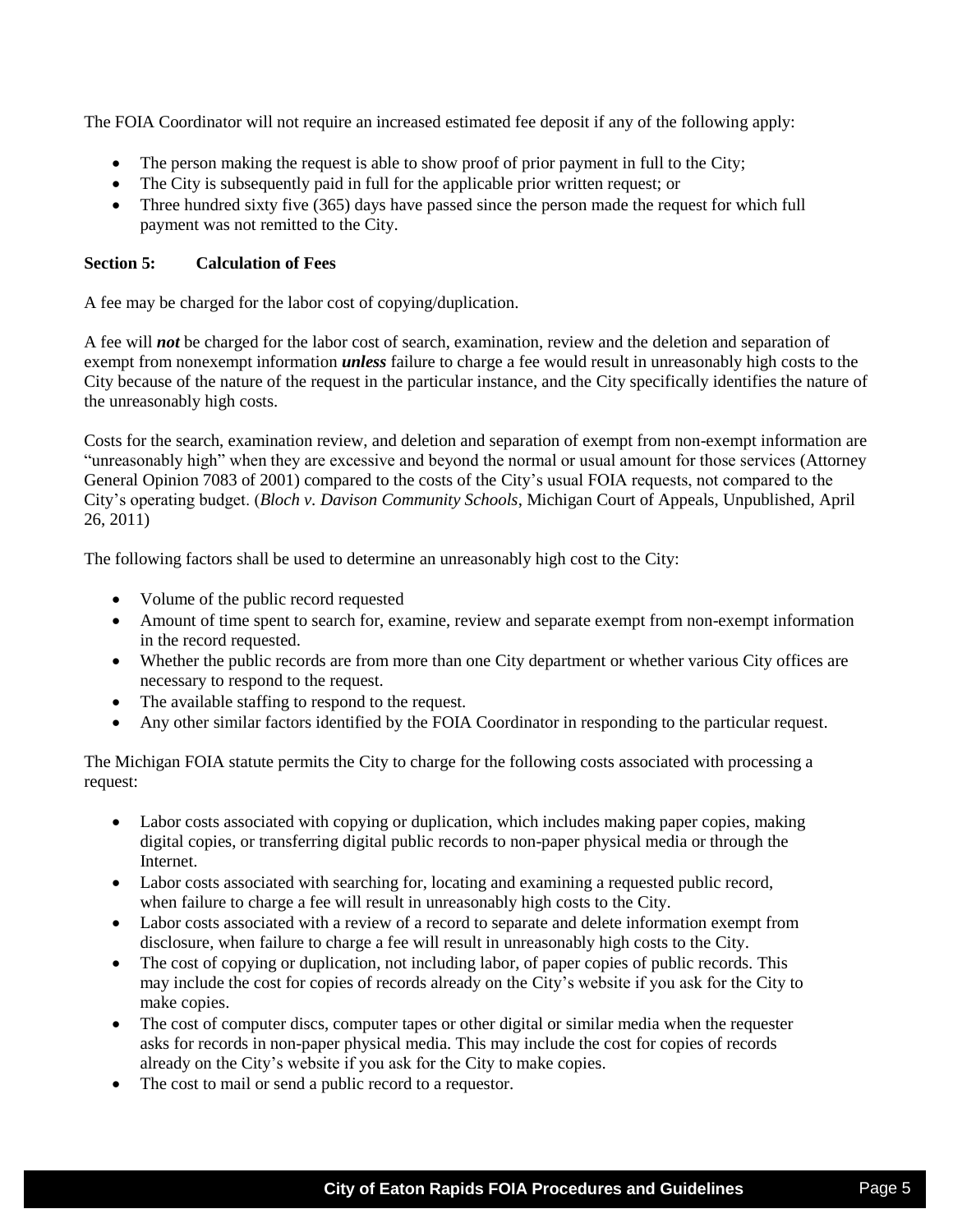The FOIA Coordinator will not require an increased estimated fee deposit if any of the following apply:

- The person making the request is able to show proof of prior payment in full to the City;
- The City is subsequently paid in full for the applicable prior written request; or
- Three hundred sixty five (365) days have passed since the person made the request for which full payment was not remitted to the City.

**Section 5: Calculation of Fees**

A fee may be charged for the labor cost of copying/duplication.

A fee will ***not*** be charged for the labor cost of search, examination, review and the deletion and separation of exempt from nonexempt information ***unless*** failure to charge a fee would result in unreasonably high costs to the City because of the nature of the request in the particular instance, and the City specifically identifies the nature of the unreasonably high costs.

Costs for the search, examination review, and deletion and separation of exempt from non-exempt information are "unreasonably high" when they are excessive and beyond the normal or usual amount for those services (Attorney General Opinion 7083 of 2001) compared to the costs of the City's usual FOIA requests, not compared to the City's operating budget. (*Bloch v. Davison Community Schools*, Michigan Court of Appeals, Unpublished, April 26, 2011)

The following factors shall be used to determine an unreasonably high cost to the City:

- Volume of the public record requested
- Amount of time spent to search for, examine, review and separate exempt from non-exempt information in the record requested.
- Whether the public records are from more than one City department or whether various City offices are necessary to respond to the request.
- The available staffing to respond to the request.
- Any other similar factors identified by the FOIA Coordinator in responding to the particular request.

The Michigan FOIA statute permits the City to charge for the following costs associated with processing a request:

- Labor costs associated with copying or duplication, which includes making paper copies, making digital copies, or transferring digital public records to non-paper physical media or through the Internet.
- Labor costs associated with searching for, locating and examining a requested public record, when failure to charge a fee will result in unreasonably high costs to the City.
- Labor costs associated with a review of a record to separate and delete information exempt from disclosure, when failure to charge a fee will result in unreasonably high costs to the City.
- The cost of copying or duplication, not including labor, of paper copies of public records. This may include the cost for copies of records already on the City's website if you ask for the City to make copies.
- The cost of computer discs, computer tapes or other digital or similar media when the requester asks for records in non-paper physical media. This may include the cost for copies of records already on the City's website if you ask for the City to make copies.
- The cost to mail or send a public record to a requestor.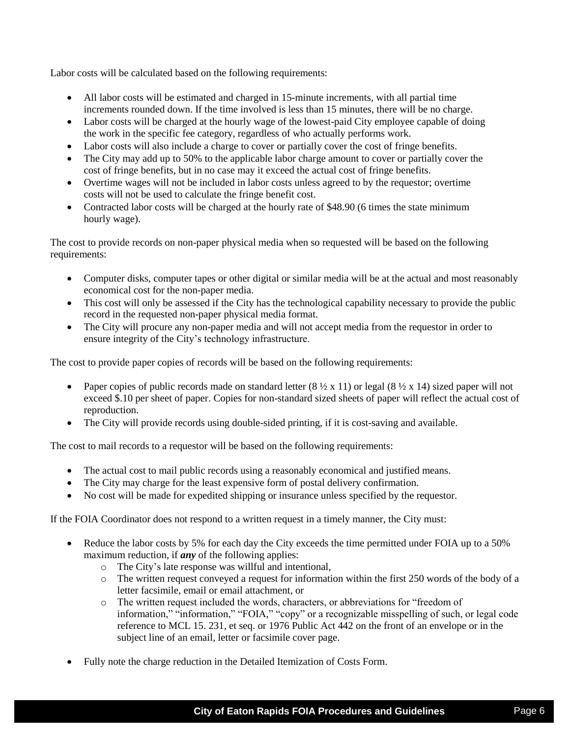Labor costs will be calculated based on the following requirements:

- All labor costs will be estimated and charged in 15-minute increments, with all partial time increments rounded down. If the time involved is less than 15 minutes, there will be no charge.
- Labor costs will be charged at the hourly wage of the lowest-paid City employee capable of doing the work in the specific fee category, regardless of who actually performs work.
- Labor costs will also include a charge to cover or partially cover the cost of fringe benefits.
- The City may add up to 50% to the applicable labor charge amount to cover or partially cover the cost of fringe benefits, but in no case may it exceed the actual cost of fringe benefits.
- Overtime wages will not be included in labor costs unless agreed to by the requestor; overtime costs will not be used to calculate the fringe benefit cost.
- Contracted labor costs will be charged at the hourly rate of $48.90 (6 times the state minimum hourly wage).

The cost to provide records on non-paper physical media when so requested will be based on the following requirements:

- Computer disks, computer tapes or other digital or similar media will be at the actual and most reasonably economical cost for the non-paper media.
- This cost will only be assessed if the City has the technological capability necessary to provide the public record in the requested non-paper physical media format.
- The City will procure any non-paper media and will not accept media from the requestor in order to ensure integrity of the City's technology infrastructure.

The cost to provide paper copies of records will be based on the following requirements:

- Paper copies of public records made on standard letter (8 ½ x 11) or legal (8 ½ x 14) sized paper will not exceed $.10 per sheet of paper. Copies for non-standard sized sheets of paper will reflect the actual cost of reproduction.
- The City will provide records using double-sided printing, if it is cost-saving and available.

The cost to mail records to a requestor will be based on the following requirements:

- The actual cost to mail public records using a reasonably economical and justified means.
- The City may charge for the least expensive form of postal delivery confirmation.
- No cost will be made for expedited shipping or insurance unless specified by the requestor.

If the FOIA Coordinator does not respond to a written request in a timely manner, the City must:

- Reduce the labor costs by 5% for each day the City exceeds the time permitted under FOIA up to a 50% maximum reduction, if ***any*** of the following applies:
    - The City's late response was willful and intentional,
    - The written request conveyed a request for information within the first 250 words of the body of a letter facsimile, email or email attachment, or
    - The written request included the words, characters, or abbreviations for "freedom of information," "information," "FOIA," "copy" or a recognizable misspelling of such, or legal code reference to MCL 15. 231, et seq. or 1976 Public Act 442 on the front of an envelope or in the subject line of an email, letter or facsimile cover page.
- Fully note the charge reduction in the Detailed Itemization of Costs Form.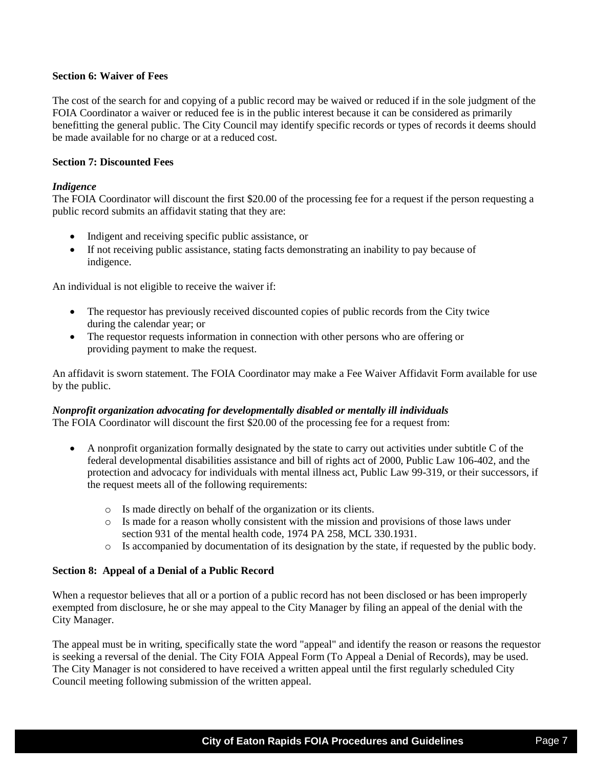**Section 6: Waiver of Fees**

The cost of the search for and copying of a public record may be waived or reduced if in the sole judgment of the FOIA Coordinator a waiver or reduced fee is in the public interest because it can be considered as primarily benefitting the general public. The City Council may identify specific records or types of records it deems should be made available for no charge or at a reduced cost.

**Section 7: Discounted Fees**

***Indigence***

The FOIA Coordinator will discount the first $20.00 of the processing fee for a request if the person requesting a public record submits an affidavit stating that they are:

- Indigent and receiving specific public assistance, or
- If not receiving public assistance, stating facts demonstrating an inability to pay because of indigence.

An individual is not eligible to receive the waiver if:

- The requestor has previously received discounted copies of public records from the City twice during the calendar year; or
- The requestor requests information in connection with other persons who are offering or providing payment to make the request.

An affidavit is sworn statement. The FOIA Coordinator may make a Fee Waiver Affidavit Form available for use by the public.

***Nonprofit organization advocating for developmentally disabled or mentally ill individuals***

The FOIA Coordinator will discount the first $20.00 of the processing fee for a request from:

- A nonprofit organization formally designated by the state to carry out activities under subtitle C of the federal developmental disabilities assistance and bill of rights act of 2000, Public Law 106-402, and the protection and advocacy for individuals with mental illness act, Public Law 99-319, or their successors, if the request meets all of the following requirements:
    - Is made directly on behalf of the organization or its clients.
    - Is made for a reason wholly consistent with the mission and provisions of those laws under section 931 of the mental health code, 1974 PA 258, MCL 330.1931.
    - Is accompanied by documentation of its designation by the state, if requested by the public body.

**Section 8: Appeal of a Denial of a Public Record**

When a requestor believes that all or a portion of a public record has not been disclosed or has been improperly exempted from disclosure, he or she may appeal to the City Manager by filing an appeal of the denial with the City Manager.

The appeal must be in writing, specifically state the word "appeal" and identify the reason or reasons the requestor is seeking a reversal of the denial. The City FOIA Appeal Form (To Appeal a Denial of Records), may be used. The City Manager is not considered to have received a written appeal until the first regularly scheduled City Council meeting following submission of the written appeal.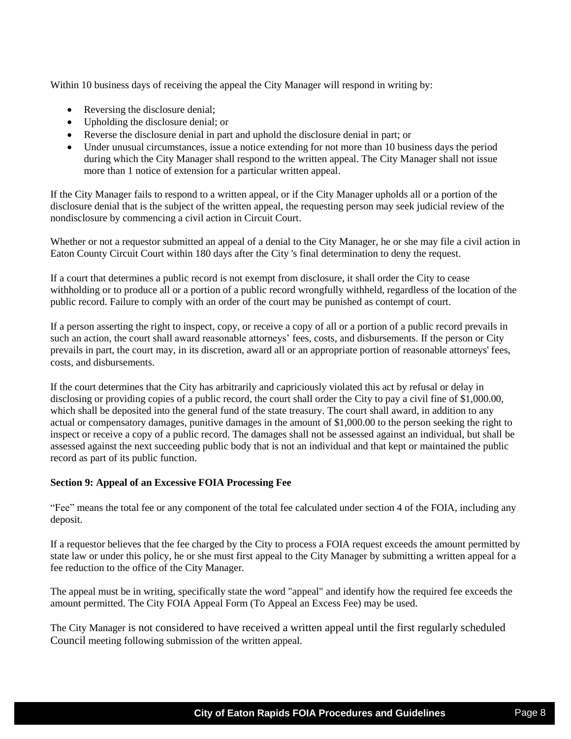Within 10 business days of receiving the appeal the City Manager will respond in writing by:

- Reversing the disclosure denial;
- Upholding the disclosure denial; or
- Reverse the disclosure denial in part and uphold the disclosure denial in part; or
- Under unusual circumstances, issue a notice extending for not more than 10 business days the period during which the City Manager shall respond to the written appeal. The City Manager shall not issue more than 1 notice of extension for a particular written appeal.

If the City Manager fails to respond to a written appeal, or if the City Manager upholds all or a portion of the disclosure denial that is the subject of the written appeal, the requesting person may seek judicial review of the nondisclosure by commencing a civil action in Circuit Court.

Whether or not a requestor submitted an appeal of a denial to the City Manager, he or she may file a civil action in Eaton County Circuit Court within 180 days after the City 's final determination to deny the request.

If a court that determines a public record is not exempt from disclosure, it shall order the City to cease withholding or to produce all or a portion of a public record wrongfully withheld, regardless of the location of the public record. Failure to comply with an order of the court may be punished as contempt of court.

If a person asserting the right to inspect, copy, or receive a copy of all or a portion of a public record prevails in such an action, the court shall award reasonable attorneys' fees, costs, and disbursements. If the person or City prevails in part, the court may, in its discretion, award all or an appropriate portion of reasonable attorneys' fees, costs, and disbursements.

If the court determines that the City has arbitrarily and capriciously violated this act by refusal or delay in disclosing or providing copies of a public record, the court shall order the City to pay a civil fine of $1,000.00, which shall be deposited into the general fund of the state treasury. The court shall award, in addition to any actual or compensatory damages, punitive damages in the amount of $1,000.00 to the person seeking the right to inspect or receive a copy of a public record. The damages shall not be assessed against an individual, but shall be assessed against the next succeeding public body that is not an individual and that kept or maintained the public record as part of its public function.

**Section 9: Appeal of an Excessive FOIA Processing Fee**

"Fee" means the total fee or any component of the total fee calculated under section 4 of the FOIA, including any deposit.

If a requestor believes that the fee charged by the City to process a FOIA request exceeds the amount permitted by state law or under this policy, he or she must first appeal to the City Manager by submitting a written appeal for a fee reduction to the office of the City Manager.

The appeal must be in writing, specifically state the word "appeal" and identify how the required fee exceeds the amount permitted. The City FOIA Appeal Form (To Appeal an Excess Fee) may be used.

The City Manager is not considered to have received a written appeal until the first regularly scheduled Council meeting following submission of the written appeal.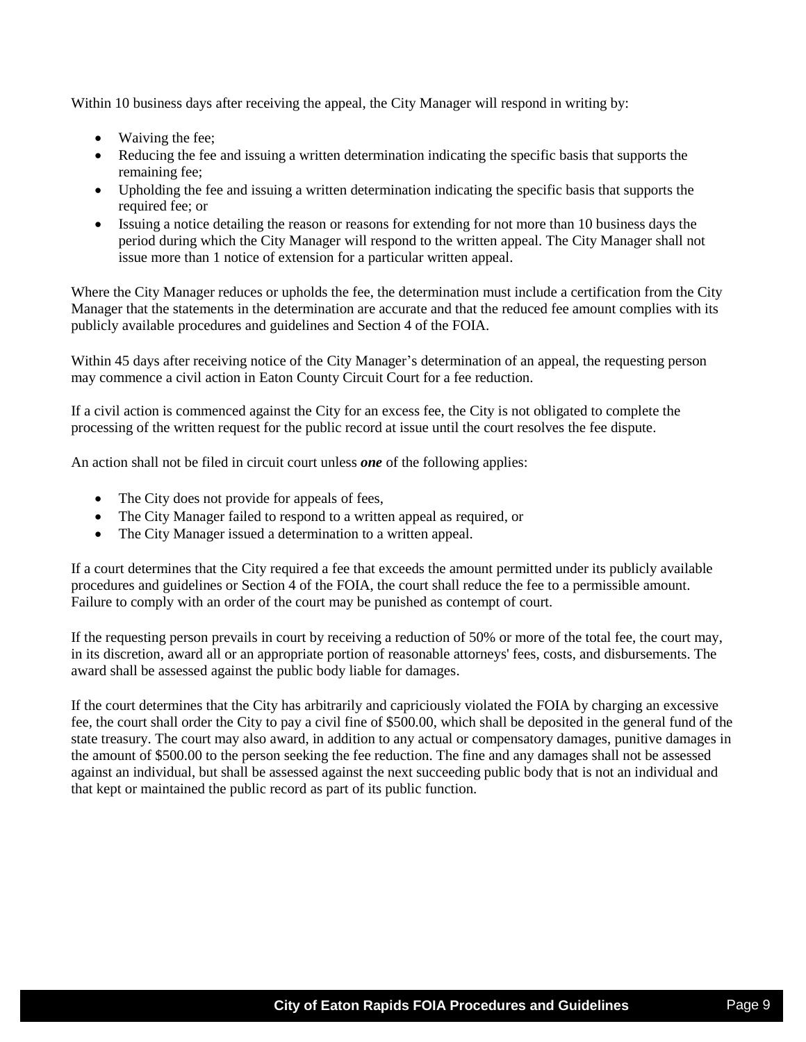Within 10 business days after receiving the appeal, the City Manager will respond in writing by:

- Waiving the fee;
- Reducing the fee and issuing a written determination indicating the specific basis that supports the remaining fee;
- Upholding the fee and issuing a written determination indicating the specific basis that supports the required fee; or
- Issuing a notice detailing the reason or reasons for extending for not more than 10 business days the period during which the City Manager will respond to the written appeal. The City Manager shall not issue more than 1 notice of extension for a particular written appeal.

Where the City Manager reduces or upholds the fee, the determination must include a certification from the City Manager that the statements in the determination are accurate and that the reduced fee amount complies with its publicly available procedures and guidelines and Section 4 of the FOIA.

Within 45 days after receiving notice of the City Manager's determination of an appeal, the requesting person may commence a civil action in Eaton County Circuit Court for a fee reduction.

If a civil action is commenced against the City for an excess fee, the City is not obligated to complete the processing of the written request for the public record at issue until the court resolves the fee dispute.

An action shall not be filed in circuit court unless ***one*** of the following applies:

- The City does not provide for appeals of fees,
- The City Manager failed to respond to a written appeal as required, or
- The City Manager issued a determination to a written appeal.

If a court determines that the City required a fee that exceeds the amount permitted under its publicly available procedures and guidelines or Section 4 of the FOIA, the court shall reduce the fee to a permissible amount. Failure to comply with an order of the court may be punished as contempt of court.

If the requesting person prevails in court by receiving a reduction of 50% or more of the total fee, the court may, in its discretion, award all or an appropriate portion of reasonable attorneys' fees, costs, and disbursements. The award shall be assessed against the public body liable for damages.

If the court determines that the City has arbitrarily and capriciously violated the FOIA by charging an excessive fee, the court shall order the City to pay a civil fine of $500.00, which shall be deposited in the general fund of the state treasury. The court may also award, in addition to any actual or compensatory damages, punitive damages in the amount of $500.00 to the person seeking the fee reduction. The fine and any damages shall not be assessed against an individual, but shall be assessed against the next succeeding public body that is not an individual and that kept or maintained the public record as part of its public function.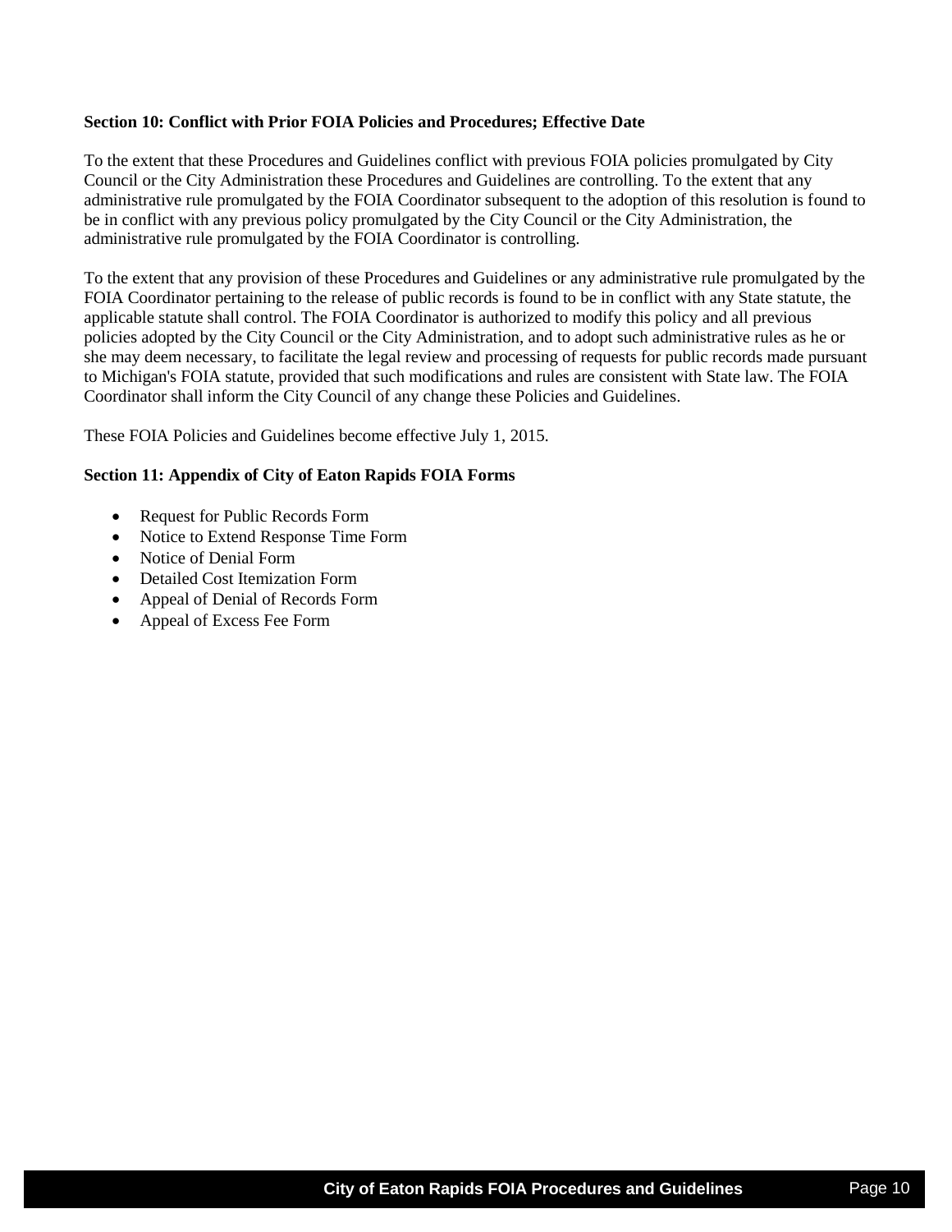**Section 10: Conflict with Prior FOIA Policies and Procedures; Effective Date**

To the extent that these Procedures and Guidelines conflict with previous FOIA policies promulgated by City Council or the City Administration these Procedures and Guidelines are controlling. To the extent that any administrative rule promulgated by the FOIA Coordinator subsequent to the adoption of this resolution is found to be in conflict with any previous policy promulgated by the City Council or the City Administration, the administrative rule promulgated by the FOIA Coordinator is controlling.

To the extent that any provision of these Procedures and Guidelines or any administrative rule promulgated by the FOIA Coordinator pertaining to the release of public records is found to be in conflict with any State statute, the applicable statute shall control. The FOIA Coordinator is authorized to modify this policy and all previous policies adopted by the City Council or the City Administration, and to adopt such administrative rules as he or she may deem necessary, to facilitate the legal review and processing of requests for public records made pursuant to Michigan's FOIA statute, provided that such modifications and rules are consistent with State law. The FOIA Coordinator shall inform the City Council of any change these Policies and Guidelines.

These FOIA Policies and Guidelines become effective July 1, 2015.

**Section 11: Appendix of City of Eaton Rapids FOIA Forms**

- Request for Public Records Form
- Notice to Extend Response Time Form
- Notice of Denial Form
- Detailed Cost Itemization Form
- Appeal of Denial of Records Form
- Appeal of Excess Fee Form